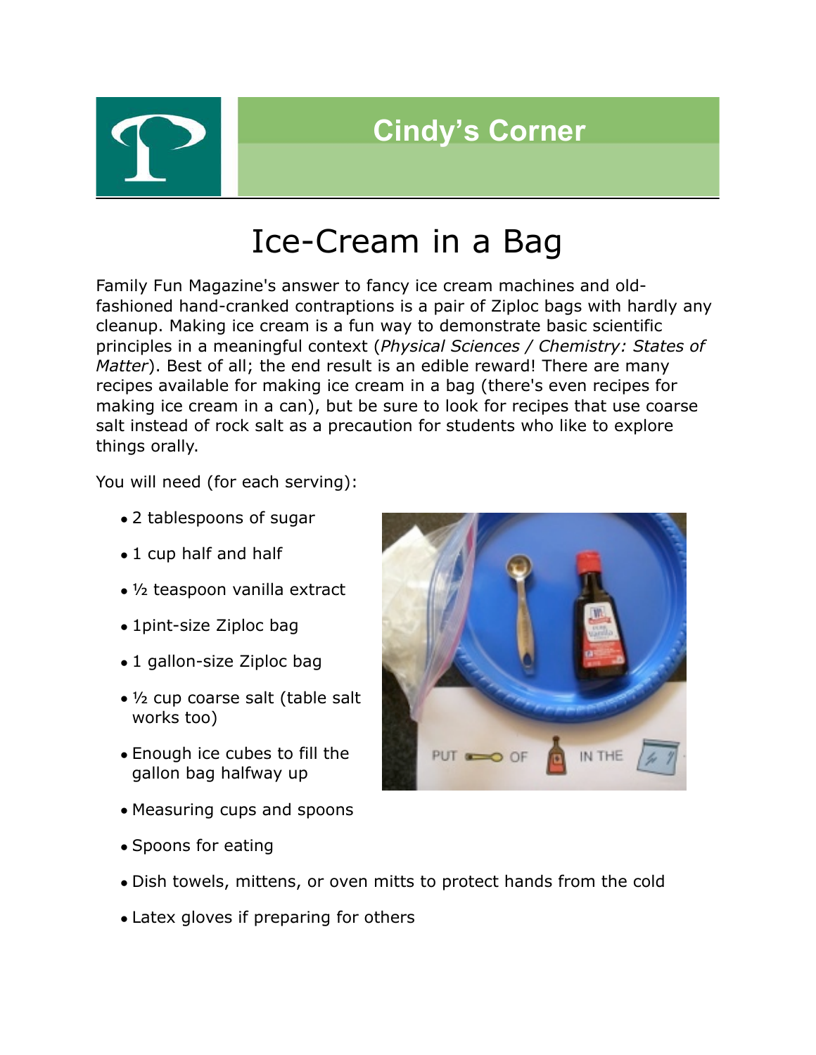Cindy's Corner

# Ice-Cream in a Bag

Family Fun Magazine's answer to fancy ice cream machines and old-fashioned hand-cranked contraptions is a pair of Ziploc bags with hardly any cleanup. Making ice cream is a fun way to demonstrate basic scientific principles in a meaningful context (*Physical Sciences / Chemistry: States of Matter*). Best of all; the end result is an edible reward! There are many recipes available for making ice cream in a bag (there's even recipes for making ice cream in a can), but be sure to look for recipes that use coarse salt instead of rock salt as a precaution for students who like to explore things orally.

You will need (for each serving):

- 2 tablespoons of sugar
- 1 cup half and half
- ½ teaspoon vanilla extract
- 1pint-size Ziploc bag
- 1 gallon-size Ziploc bag
- ½ cup coarse salt (table salt works too)
- Enough ice cubes to fill the gallon bag halfway up
- Measuring cups and spoons
- Spoons for eating
- Dish towels, mittens, or oven mitts to protect hands from the cold
- Latex gloves if preparing for others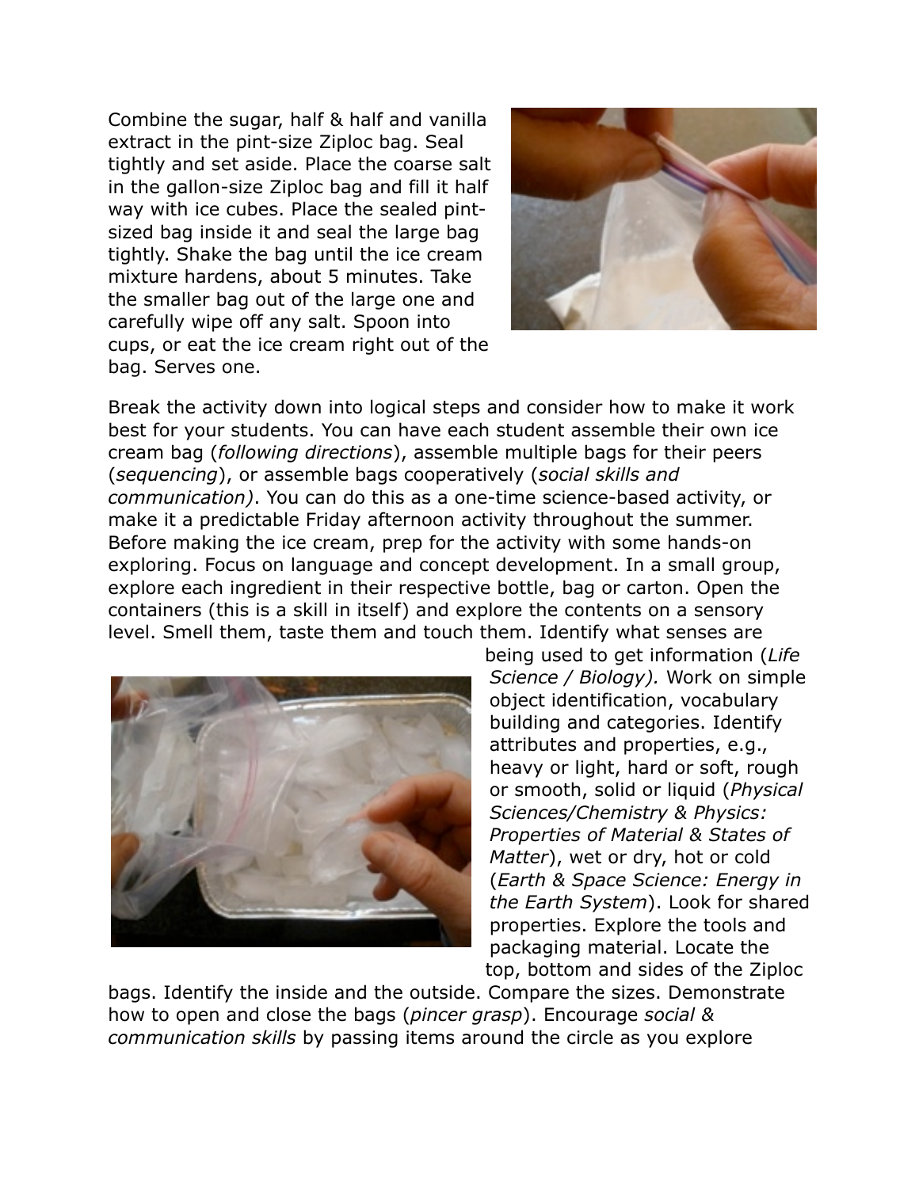Combine the sugar, half & half and vanilla extract in the pint-size Ziploc bag. Seal tightly and set aside. Place the coarse salt in the gallon-size Ziploc bag and fill it half way with ice cubes. Place the sealed pint-sized bag inside it and seal the large bag tightly. Shake the bag until the ice cream mixture hardens, about 5 minutes. Take the smaller bag out of the large one and carefully wipe off any salt. Spoon into cups, or eat the ice cream right out of the bag. Serves one.

Break the activity down into logical steps and consider how to make it work best for your students. You can have each student assemble their own ice cream bag (*following directions*), assemble multiple bags for their peers (*sequencing*), or assemble bags cooperatively (*social skills and communication)*. You can do this as a one-time science-based activity, or make it a predictable Friday afternoon activity throughout the summer. Before making the ice cream, prep for the activity with some hands-on exploring. Focus on language and concept development. In a small group, explore each ingredient in their respective bottle, bag or carton. Open the containers (this is a skill in itself) and explore the contents on a sensory level. Smell them, taste them and touch them. Identify what senses are being used to get information (*Life Science / Biology).* Work on simple object identification, vocabulary building and categories. Identify attributes and properties, e.g., heavy or light, hard or soft, rough or smooth, solid or liquid (*Physical Sciences/Chemistry & Physics: Properties of Material & States of Matter*), wet or dry, hot or cold (*Earth & Space Science: Energy in the Earth System*). Look for shared properties. Explore the tools and packaging material. Locate the top, bottom and sides of the Ziploc bags. Identify the inside and the outside. Compare the sizes. Demonstrate how to open and close the bags (*pincer grasp*). Encourage *social & communication skills* by passing items around the circle as you explore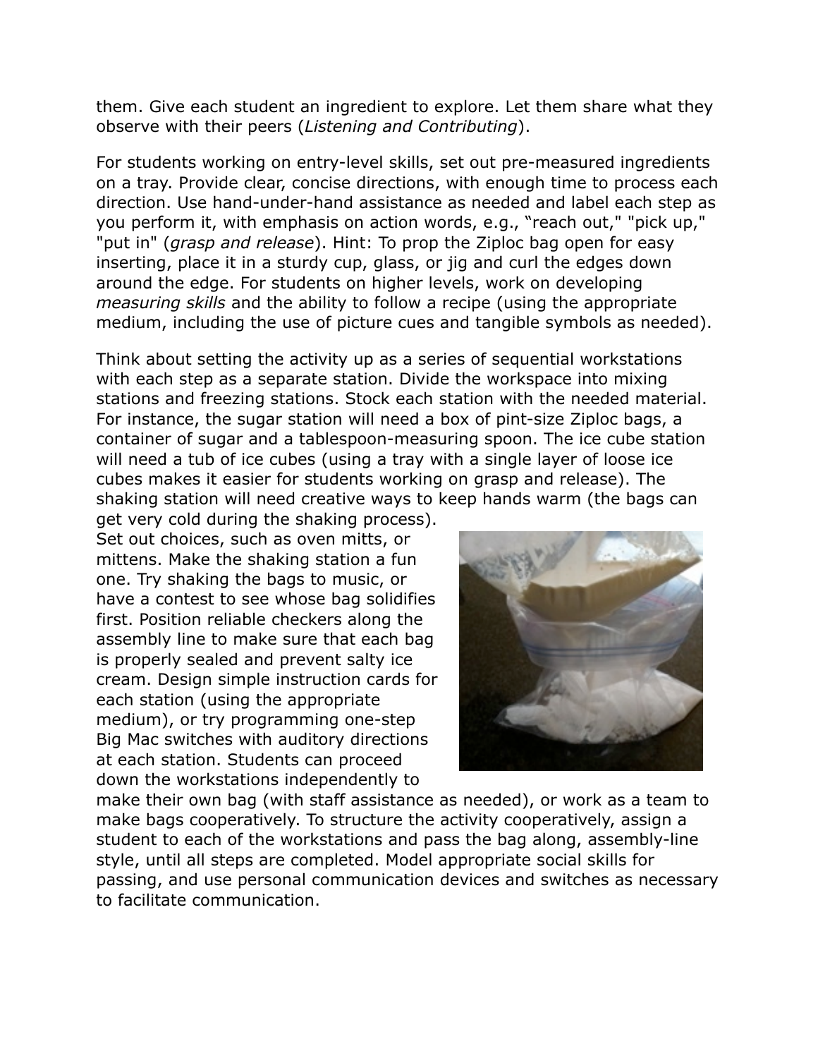them. Give each student an ingredient to explore. Let them share what they observe with their peers (*Listening and Contributing*).

For students working on entry-level skills, set out pre-measured ingredients on a tray. Provide clear, concise directions, with enough time to process each direction. Use hand-under-hand assistance as needed and label each step as you perform it, with emphasis on action words, e.g., "reach out," "pick up," "put in" (*grasp and release*). Hint: To prop the Ziploc bag open for easy inserting, place it in a sturdy cup, glass, or jig and curl the edges down around the edge. For students on higher levels, work on developing *measuring skills* and the ability to follow a recipe (using the appropriate medium, including the use of picture cues and tangible symbols as needed).

Think about setting the activity up as a series of sequential workstations with each step as a separate station. Divide the workspace into mixing stations and freezing stations. Stock each station with the needed material. For instance, the sugar station will need a box of pint-size Ziploc bags, a container of sugar and a tablespoon-measuring spoon. The ice cube station will need a tub of ice cubes (using a tray with a single layer of loose ice cubes makes it easier for students working on grasp and release). The shaking station will need creative ways to keep hands warm (the bags can get very cold during the shaking process). Set out choices, such as oven mitts, or mittens. Make the shaking station a fun one. Try shaking the bags to music, or have a contest to see whose bag solidifies first. Position reliable checkers along the assembly line to make sure that each bag is properly sealed and prevent salty ice cream. Design simple instruction cards for each station (using the appropriate medium), or try programming one-step Big Mac switches with auditory directions at each station. Students can proceed down the workstations independently to make their own bag (with staff assistance as needed), or work as a team to make bags cooperatively. To structure the activity cooperatively, assign a student to each of the workstations and pass the bag along, assembly-line style, until all steps are completed. Model appropriate social skills for passing, and use personal communication devices and switches as necessary to facilitate communication.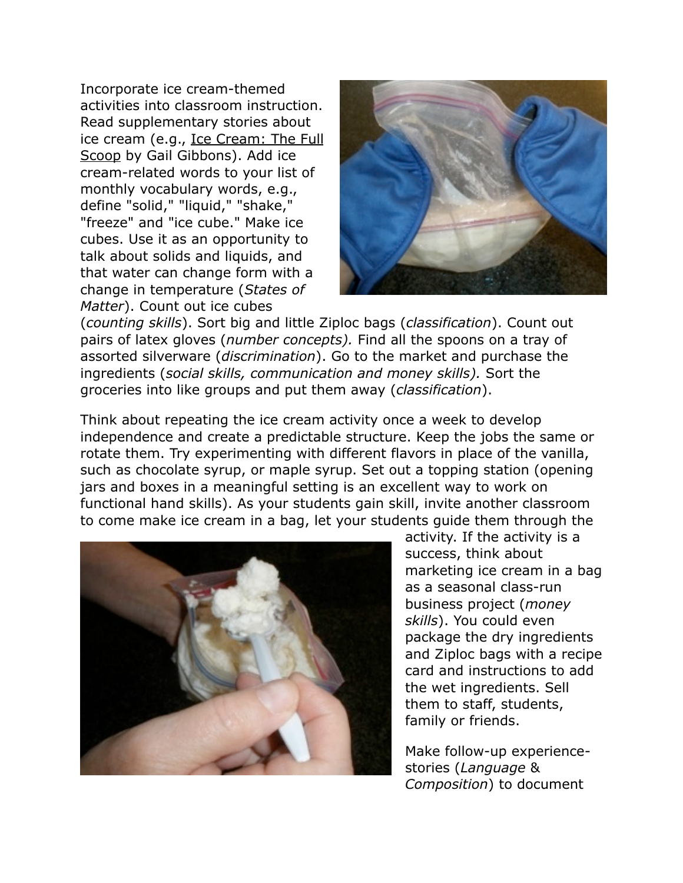Incorporate ice cream-themed activities into classroom instruction. Read supplementary stories about ice cream (e.g., Ice Cream: The Full Scoop by Gail Gibbons). Add ice cream-related words to your list of monthly vocabulary words, e.g., define "solid," "liquid," "shake," "freeze" and "ice cube." Make ice cubes. Use it as an opportunity to talk about solids and liquids, and that water can change form with a change in temperature (*States of Matter*). Count out ice cubes (*counting skills*). Sort big and little Ziploc bags (*classification*). Count out pairs of latex gloves (*number concepts).* Find all the spoons on a tray of assorted silverware (*discrimination*). Go to the market and purchase the ingredients (*social skills, communication and money skills).* Sort the groceries into like groups and put them away (*classification*).

Think about repeating the ice cream activity once a week to develop independence and create a predictable structure. Keep the jobs the same or rotate them. Try experimenting with different flavors in place of the vanilla, such as chocolate syrup, or maple syrup. Set out a topping station (opening jars and boxes in a meaningful setting is an excellent way to work on functional hand skills). As your students gain skill, invite another classroom to come make ice cream in a bag, let your students guide them through the activity. If the activity is a success, think about marketing ice cream in a bag as a seasonal class-run business project (*money skills*). You could even package the dry ingredients and Ziploc bags with a recipe card and instructions to add the wet ingredients. Sell them to staff, students, family or friends.

Make follow-up experience-stories (*Language* & *Composition*) to document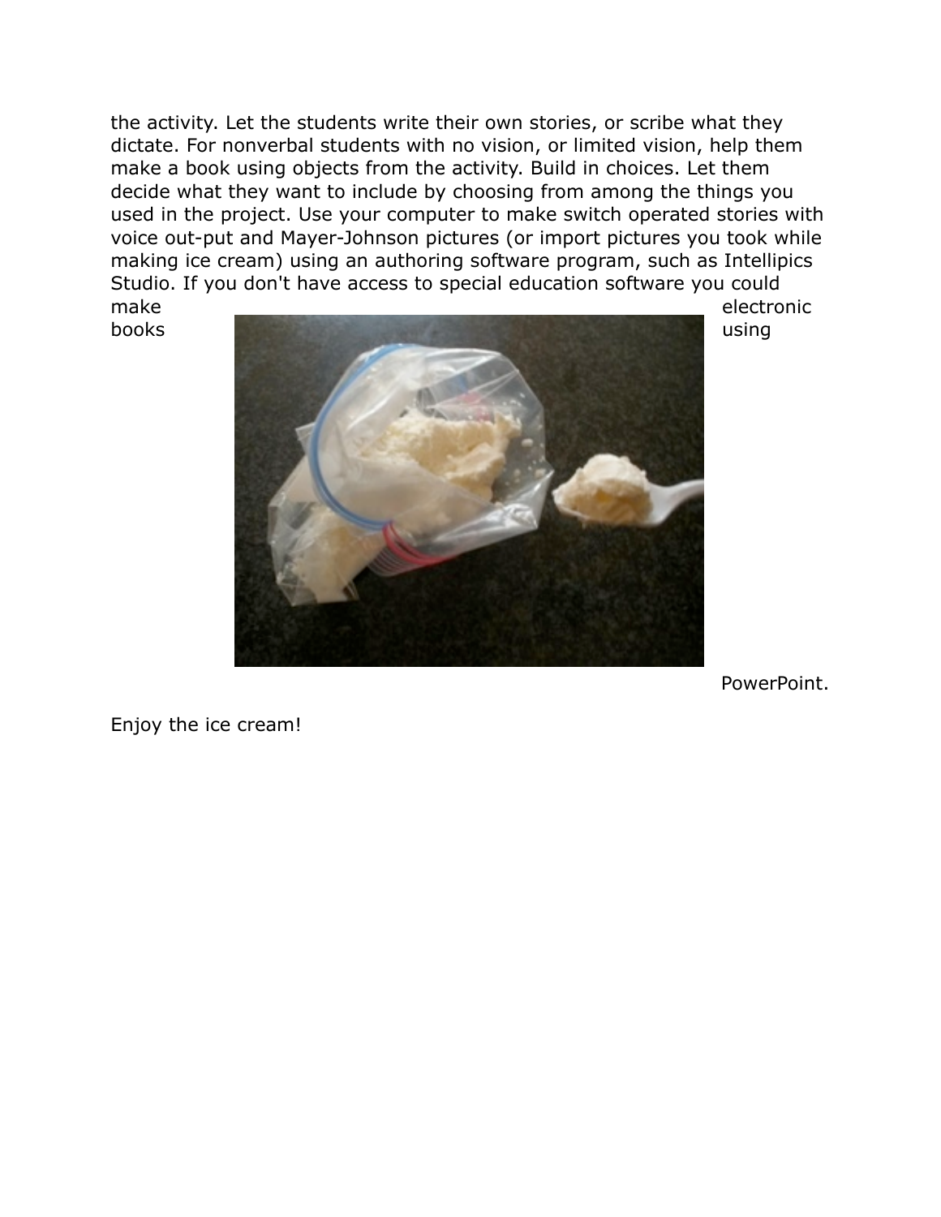the activity. Let the students write their own stories, or scribe what they dictate. For nonverbal students with no vision, or limited vision, help them make a book using objects from the activity. Build in choices. Let them decide what they want to include by choosing from among the things you used in the project. Use your computer to make switch operated stories with voice out-put and Mayer-Johnson pictures (or import pictures you took while making ice cream) using an authoring software program, such as Intellipics Studio. If you don't have access to special education software you could make electronic books using PowerPoint.

Enjoy the ice cream!